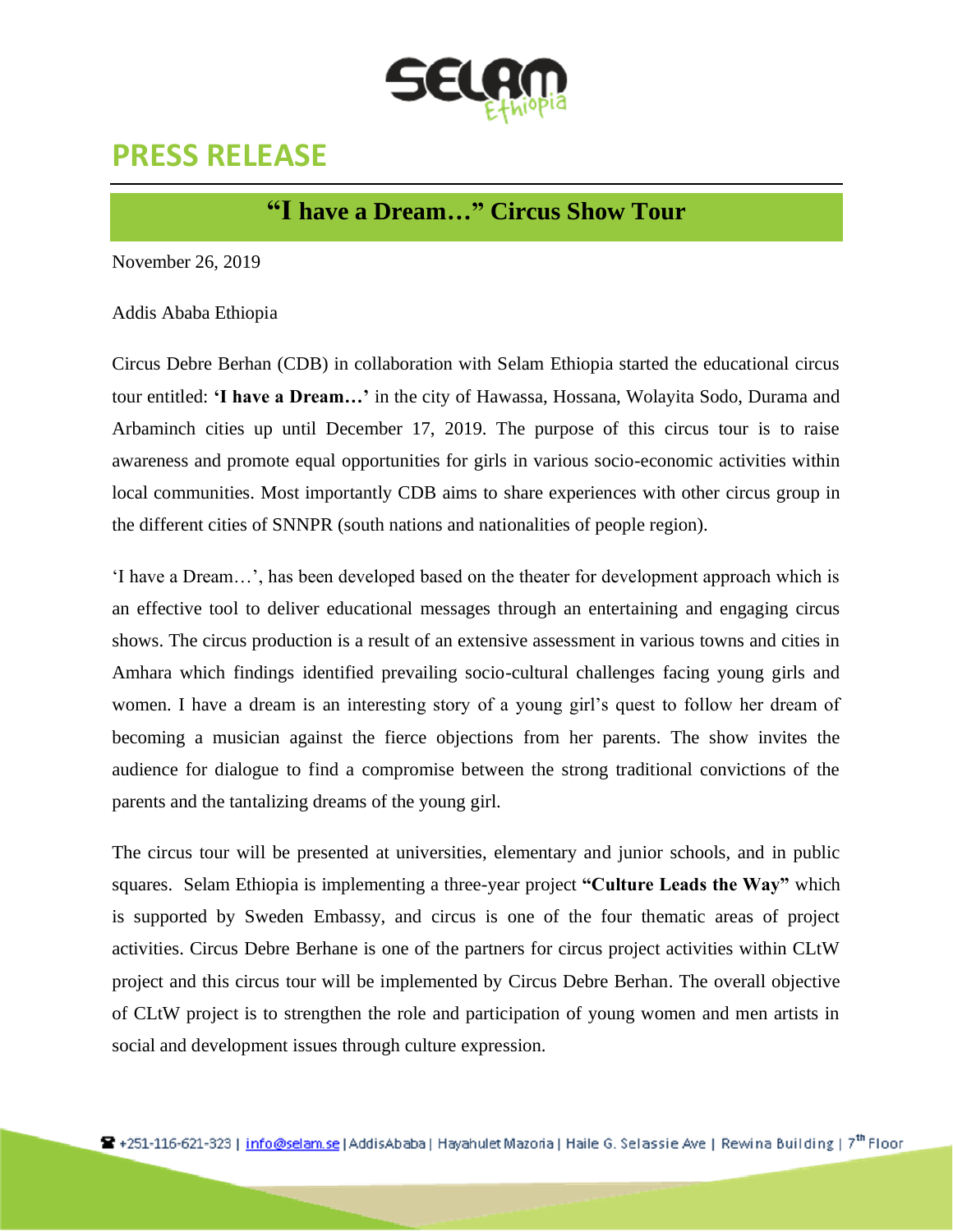# PRESS RELEASE

## "I have a Dream…" Circus Show Tour

November 26, 2019

Addis Ababa Ethiopia

Circus Debre Berhan (CDB) in collaboration with Selam Ethiopia started the educational circus tour entitled: **'I have a Dream…'** in the city of Hawassa, Hossana, Wolayita Sodo, Durama and Arbaminch cities up until December 17, 2019. The purpose of this circus tour is to raise awareness and promote equal opportunities for girls in various socio-economic activities within local communities. Most importantly CDB aims to share experiences with other circus group in the different cities of SNNPR (south nations and nationalities of people region).

'I have a Dream…', has been developed based on the theater for development approach which is an effective tool to deliver educational messages through an entertaining and engaging circus shows. The circus production is a result of an extensive assessment in various towns and cities in Amhara which findings identified prevailing socio-cultural challenges facing young girls and women. I have a dream is an interesting story of a young girl's quest to follow her dream of becoming a musician against the fierce objections from her parents. The show invites the audience for dialogue to find a compromise between the strong traditional convictions of the parents and the tantalizing dreams of the young girl.

The circus tour will be presented at universities, elementary and junior schools, and in public squares. Selam Ethiopia is implementing a three-year project **"Culture Leads the Way"** which is supported by Sweden Embassy, and circus is one of the four thematic areas of project activities. Circus Debre Berhane is one of the partners for circus project activities within CLtW project and this circus tour will be implemented by Circus Debre Berhan. The overall objective of CLtW project is to strengthen the role and participation of young women and men artists in social and development issues through culture expression.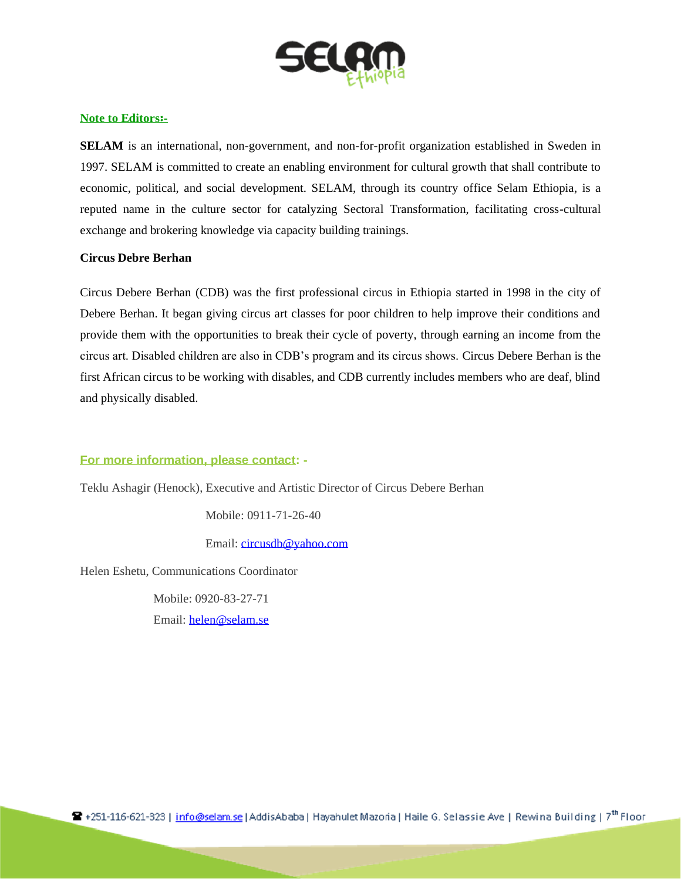**Note to Editors:-**

**SELAM** is an international, non-government, and non-for-profit organization established in Sweden in 1997. SELAM is committed to create an enabling environment for cultural growth that shall contribute to economic, political, and social development. SELAM, through its country office Selam Ethiopia, is a reputed name in the culture sector for catalyzing Sectoral Transformation, facilitating cross-cultural exchange and brokering knowledge via capacity building trainings.

**Circus Debre Berhan**

Circus Debere Berhan (CDB) was the first professional circus in Ethiopia started in 1998 in the city of Debere Berhan. It began giving circus art classes for poor children to help improve their conditions and provide them with the opportunities to break their cycle of poverty, through earning an income from the circus art. Disabled children are also in CDB's program and its circus shows. Circus Debere Berhan is the first African circus to be working with disables, and CDB currently includes members who are deaf, blind and physically disabled.

**For more information, please contact: -**

Teklu Ashagir (Henock), Executive and Artistic Director of Circus Debere Berhan

Mobile: 0911-71-26-40

Email: circusdb@yahoo.com

Helen Eshetu, Communications Coordinator

Mobile: 0920-83-27-71

Email: helen@selam.se

+251-116-621-323 | info@selam.se | AddisAbaba | Hayahulet Mazoria | Haile G. Selassie Ave | Rewina Building | 7th Floor